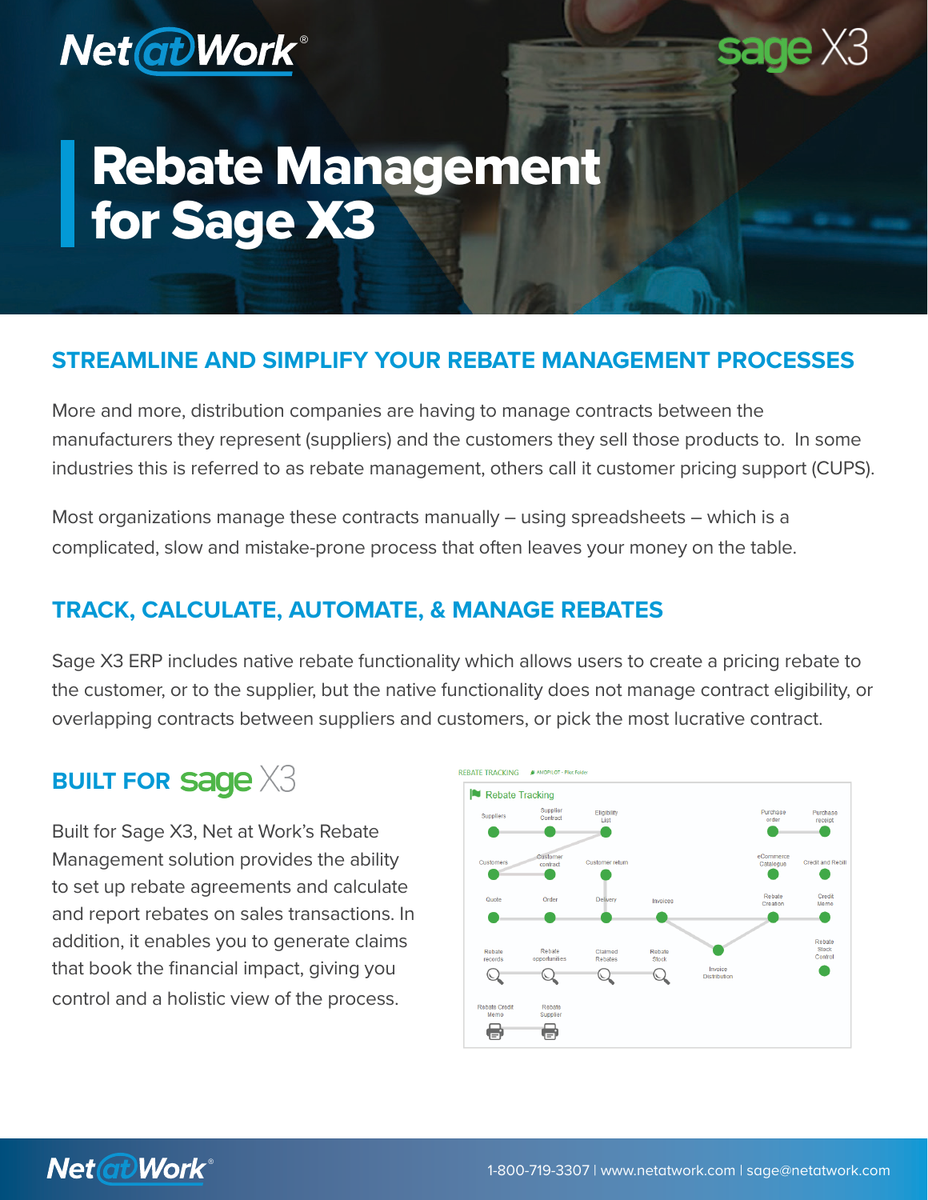# Rebate Management for Sage X3

## STREAMLINE AND SIMPLIFY YOUR REBATE MANAGEMENT PROCESSES

More and more, distribution companies are having to manage contracts between the manufacturers they represent (suppliers) and the customers they sell those products to. In some industries this is referred to as rebate management, others call it customer pricing support (CUPS).

Most organizations manage these contracts manually – using spreadsheets – which is a complicated, slow and mistake-prone process that often leaves your money on the table.

## TRACK, CALCULATE, AUTOMATE, & MANAGE REBATES

Sage X3 ERP includes native rebate functionality which allows users to create a pricing rebate to the customer, or to the supplier, but the native functionality does not manage contract eligibility, or overlapping contracts between suppliers and customers, or pick the most lucrative contract.

## BUILT FOR sage X3

Built for Sage X3, Net at Work's Rebate Management solution provides the ability to set up rebate agreements and calculate and report rebates on sales transactions. In addition, it enables you to generate claims that book the financial impact, giving you control and a holistic view of the process.

1-800-719-3307 | www.netatwork.com | sage@netatwork.com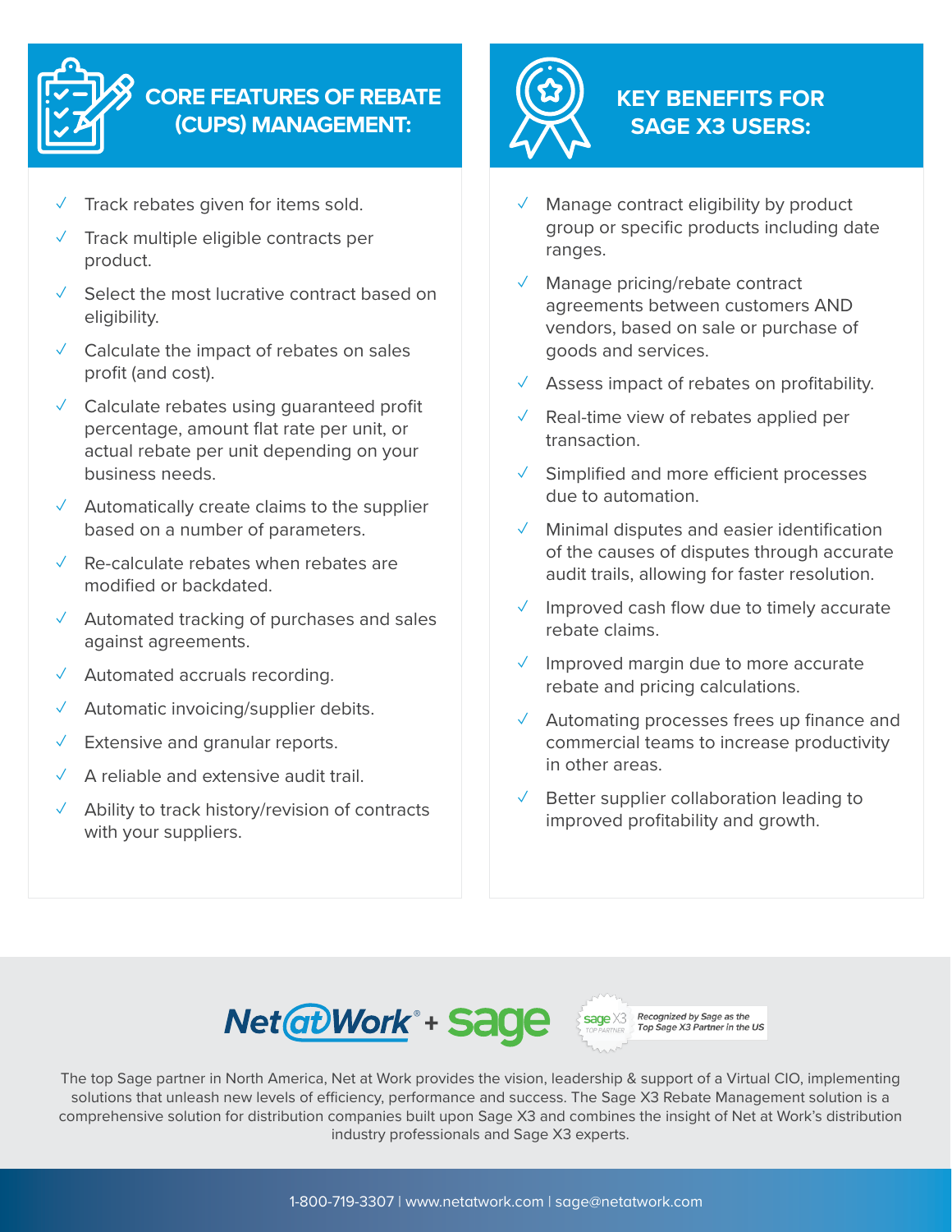## CORE FEATURES OF REBATE (CUPS) MANAGEMENT:

- Track rebates given for items sold.
- Track multiple eligible contracts per product.
- Select the most lucrative contract based on eligibility.
- Calculate the impact of rebates on sales profit (and cost).
- Calculate rebates using guaranteed profit percentage, amount flat rate per unit, or actual rebate per unit depending on your business needs.
- Automatically create claims to the supplier based on a number of parameters.
- Re-calculate rebates when rebates are modified or backdated.
- Automated tracking of purchases and sales against agreements.
- Automated accruals recording.
- Automatic invoicing/supplier debits.
- Extensive and granular reports.
- A reliable and extensive audit trail.
- Ability to track history/revision of contracts with your suppliers.

## KEY BENEFITS FOR SAGE X3 USERS:

- Manage contract eligibility by product group or specific products including date ranges.
- Manage pricing/rebate contract agreements between customers AND vendors, based on sale or purchase of goods and services.
- Assess impact of rebates on profitability.
- Real-time view of rebates applied per transaction.
- Simplified and more efficient processes due to automation.
- Minimal disputes and easier identification of the causes of disputes through accurate audit trails, allowing for faster resolution.
- Improved cash flow due to timely accurate rebate claims.
- Improved margin due to more accurate rebate and pricing calculations.
- Automating processes frees up finance and commercial teams to increase productivity in other areas.
- Better supplier collaboration leading to improved profitability and growth.

Net@Work® + sage

sage X3 TOP PARTNER — *Recognized by Sage as the Top Sage X3 Partner in the US*

The top Sage partner in North America, Net at Work provides the vision, leadership & support of a Virtual CIO, implementing solutions that unleash new levels of efficiency, performance and success. The Sage X3 Rebate Management solution is a comprehensive solution for distribution companies built upon Sage X3 and combines the insight of Net at Work's distribution industry professionals and Sage X3 experts.

1-800-719-3307 | www.netatwork.com | sage@netatwork.com